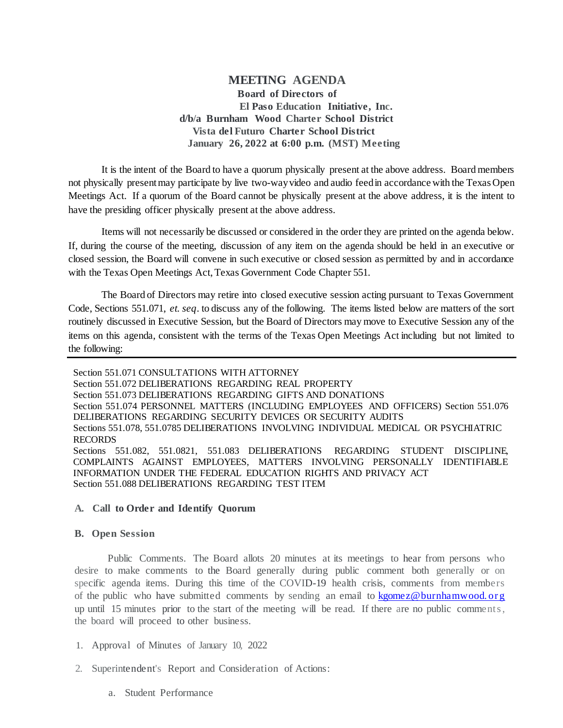# MEETING AGENDA

**Board of Directors of**
**El Paso Education Initiative, Inc.**
**d/b/a Burnham Wood Charter School District**
**Vista del Futuro Charter School District**
**January 26, 2022 at 6:00 p.m. (MST) Meeting**

It is the intent of the Board to have a quorum physically present at the above address. Board members not physically present may participate by live two-way video and audio feed in accordance with the Texas Open Meetings Act. If a quorum of the Board cannot be physically present at the above address, it is the intent to have the presiding officer physically present at the above address.

Items will not necessarily be discussed or considered in the order they are printed on the agenda below. If, during the course of the meeting, discussion of any item on the agenda should be held in an executive or closed session, the Board will convene in such executive or closed session as permitted by and in accordance with the Texas Open Meetings Act, Texas Government Code Chapter 551.

The Board of Directors may retire into closed executive session acting pursuant to Texas Government Code, Sections 551.071, *et. seq*. to discuss any of the following. The items listed below are matters of the sort routinely discussed in Executive Session, but the Board of Directors may move to Executive Session any of the items on this agenda, consistent with the terms of the Texas Open Meetings Act including but not limited to the following:

---

Section 551.071 CONSULTATIONS WITH ATTORNEY
Section 551.072 DELIBERATIONS REGARDING REAL PROPERTY
Section 551.073 DELIBERATIONS REGARDING GIFTS AND DONATIONS
Section 551.074 PERSONNEL MATTERS (INCLUDING EMPLOYEES AND OFFICERS) Section 551.076 DELIBERATIONS REGARDING SECURITY DEVICES OR SECURITY AUDITS
Sections 551.078, 551.0785 DELIBERATIONS INVOLVING INDIVIDUAL MEDICAL OR PSYCHIATRIC RECORDS
Sections 551.082, 551.0821, 551.083 DELIBERATIONS REGARDING STUDENT DISCIPLINE, COMPLAINTS AGAINST EMPLOYEES, MATTERS INVOLVING PERSONALLY IDENTIFIABLE INFORMATION UNDER THE FEDERAL EDUCATION RIGHTS AND PRIVACY ACT
Section 551.088 DELIBERATIONS REGARDING TEST ITEM

**A. Call to Order and Identify Quorum**

**B. Open Session**

Public Comments. The Board allots 20 minutes at its meetings to hear from persons who desire to make comments to the Board generally during public comment both generally or on specific agenda items. During this time of the COVID-19 health crisis, comments from members of the public who have submitted comments by sending an email to [kgomez@burnhamwood.org](mailto:kgomez@burnhamwood.org) up until 15 minutes prior to the start of the meeting will be read. If there are no public comments, the board will proceed to other business.

1. Approval of Minutes of January 10, 2022
2. Superintendent's Report and Consideration of Actions:
   a. Student Performance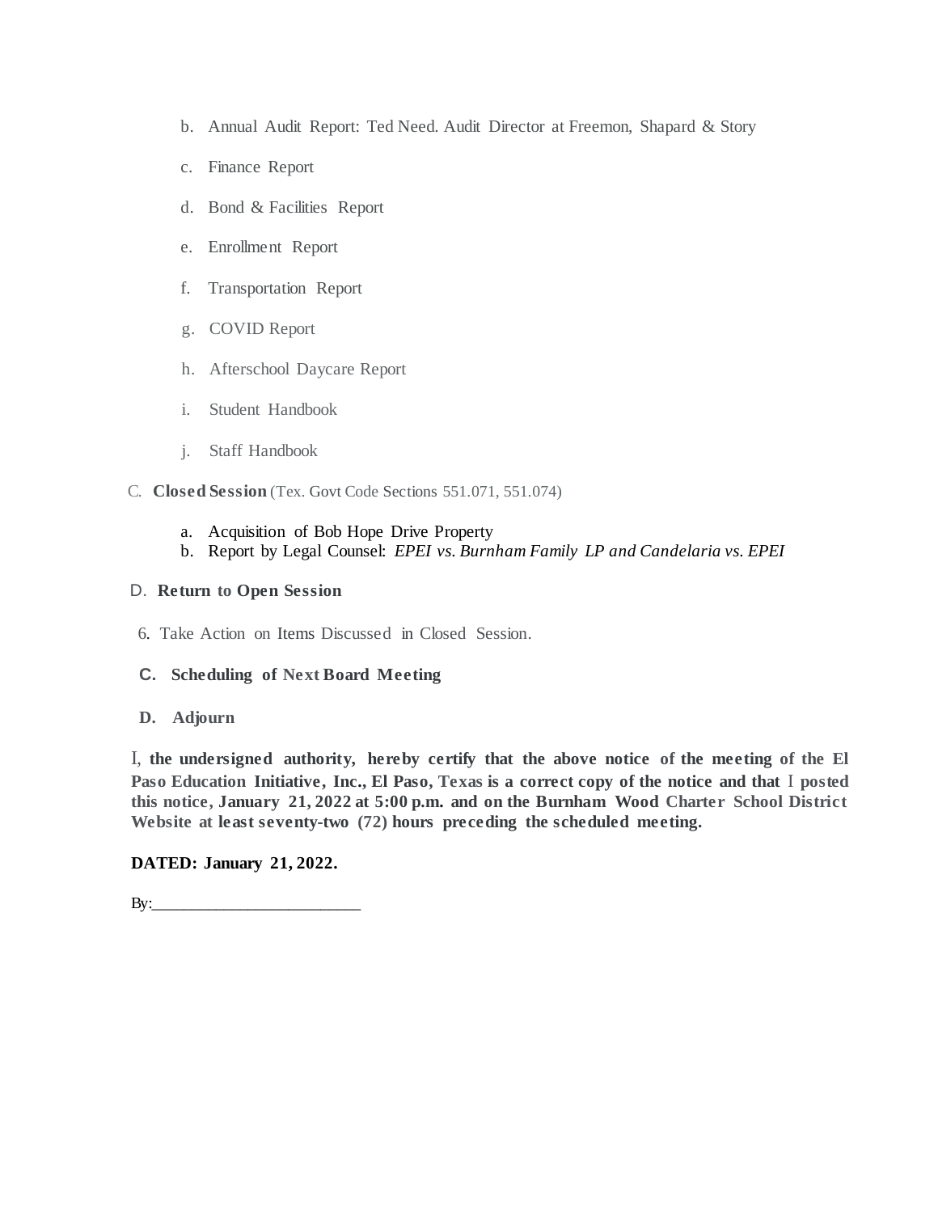b. Annual Audit Report: Ted Need. Audit Director at Freemon, Shapard & Story

c. Finance Report

d. Bond & Facilities Report

e. Enrollment Report

f. Transportation Report

g. COVID Report

h. Afterschool Daycare Report

i. Student Handbook

j. Staff Handbook

C. **Closed Session** (Tex. Govt Code Sections 551.071, 551.074)

a. Acquisition of Bob Hope Drive Property
b. Report by Legal Counsel: *EPEI vs. Burnham Family LP and Candelaria vs. EPEI*

D. **Return to Open Session**

6. Take Action on Items Discussed in Closed Session.

**C. Scheduling of Next Board Meeting**

**D. Adjourn**

I, **the undersigned authority, hereby certify that the above notice of the meeting of the El Paso Education Initiative, Inc., El Paso, Texas is a correct copy of the notice and that** I **posted this notice, January 21, 2022 at 5:00 p.m. and on the Burnham Wood Charter School District Website at least seventy-two (72) hours preceding the scheduled meeting.**

**DATED: January 21, 2022.**

By:___________________________